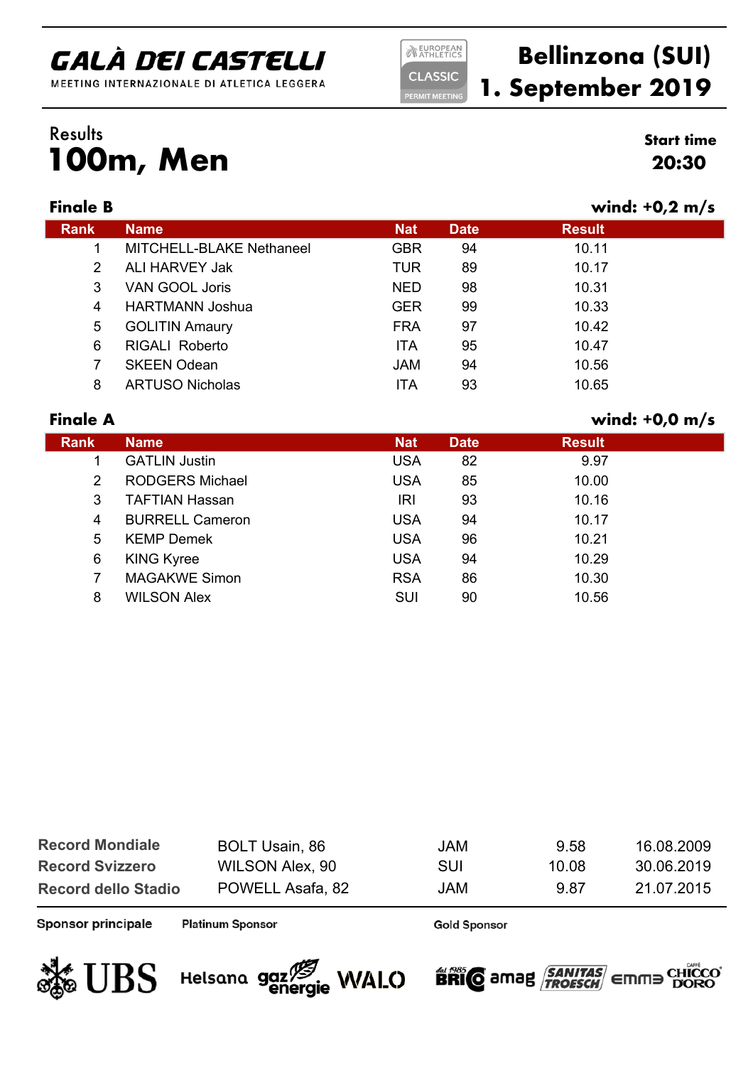# GALÀ DEI CASTELLI

MEETING INTERNAZIONALE DI ATLETICA LEGGERA

EUROPEAN ATHLETICS CLASSIC PERMIT MEETING

**Bellinzona (SUI)**
**1. September 2019**

Results

# 100m, Men

**Start time**
**20:30**

### Finale B

**wind: +0,2 m/s**

| Rank | Name | Nat | Date | Result |
|---|---|---|---|---|
| 1 | MITCHELL-BLAKE Nethaneel | GBR | 94 | 10.11 |
| 2 | ALI HARVEY Jak | TUR | 89 | 10.17 |
| 3 | VAN GOOL Joris | NED | 98 | 10.31 |
| 4 | HARTMANN Joshua | GER | 99 | 10.33 |
| 5 | GOLITIN Amaury | FRA | 97 | 10.42 |
| 6 | RIGALI Roberto | ITA | 95 | 10.47 |
| 7 | SKEEN Odean | JAM | 94 | 10.56 |
| 8 | ARTUSO Nicholas | ITA | 93 | 10.65 |

### Finale A

**wind: +0,0 m/s**

| Rank | Name | Nat | Date | Result |
|---|---|---|---|---|
| 1 | GATLIN Justin | USA | 82 | 9.97 |
| 2 | RODGERS Michael | USA | 85 | 10.00 |
| 3 | TAFTIAN Hassan | IRI | 93 | 10.16 |
| 4 | BURRELL Cameron | USA | 94 | 10.17 |
| 5 | KEMP Demek | USA | 96 | 10.21 |
| 6 | KING Kyree | USA | 94 | 10.29 |
| 7 | MAGAKWE Simon | RSA | 86 | 10.30 |
| 8 | WILSON Alex | SUI | 90 | 10.56 |

| | | | | |
|---|---|---|---|---|
| **Record Mondiale** | BOLT Usain, 86 | JAM | 9.58 | 16.08.2009 |
| **Record Svizzero** | WILSON Alex, 90 | SUI | 10.08 | 30.06.2019 |
| **Record dello Stadio** | POWELL Asafa, 82 | JAM | 9.87 | 21.07.2015 |

**Sponsor principale** UBS

**Platinum Sponsor** Helsana, gaz energie, WALO

**Gold Sponsor** BRIO, amag, SANITAS TROESCH, emmi, CHICCO D'ORO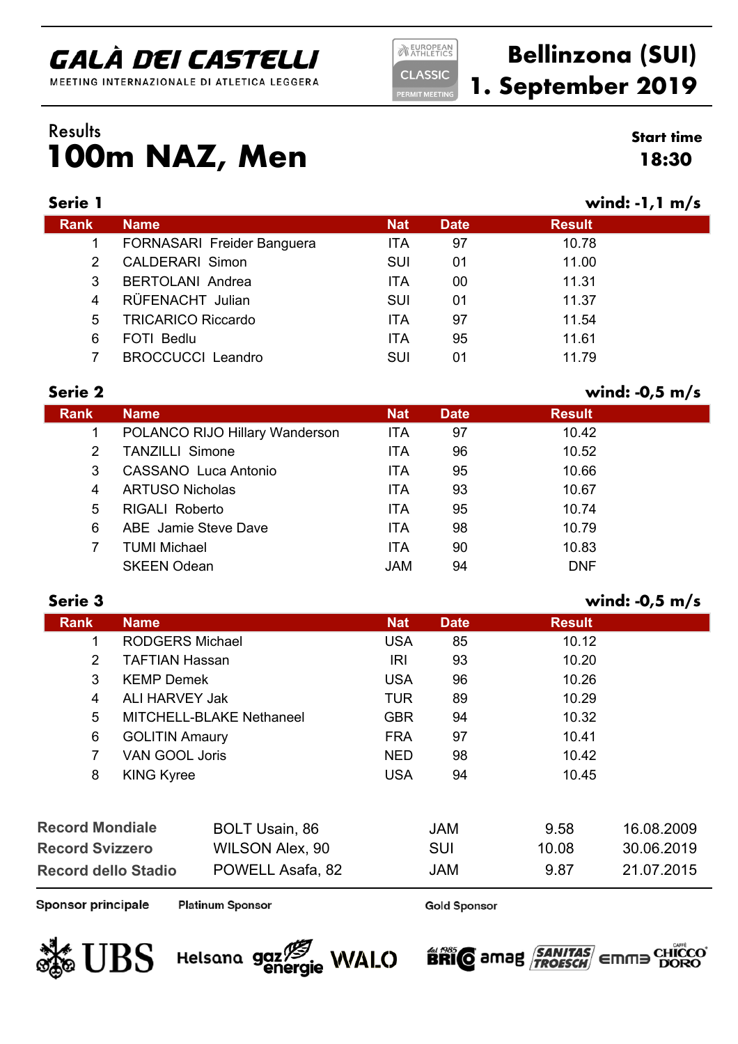# GALÀ DEI CASTELLI

MEETING INTERNAZIONALE DI ATLETICA LEGGERA

EUROPEAN ATHLETICS CLASSIC PERMIT MEETING

**Bellinzona (SUI)**
**1. September 2019**

Results

# 100m NAZ, Men

**Start time**
**18:30**

### Serie 1

**wind: -1,1 m/s**

| Rank | Name | Nat | Date | Result |
|---|---|---|---|---|
| 1 | FORNASARI Freider Banguera | ITA | 97 | 10.78 |
| 2 | CALDERARI Simon | SUI | 01 | 11.00 |
| 3 | BERTOLANI Andrea | ITA | 00 | 11.31 |
| 4 | RÜFENACHT Julian | SUI | 01 | 11.37 |
| 5 | TRICARICO Riccardo | ITA | 97 | 11.54 |
| 6 | FOTI Bedlu | ITA | 95 | 11.61 |
| 7 | BROCCUCCI Leandro | SUI | 01 | 11.79 |

### Serie 2

**wind: -0,5 m/s**

| Rank | Name | Nat | Date | Result |
|---|---|---|---|---|
| 1 | POLANCO RIJO Hillary Wanderson | ITA | 97 | 10.42 |
| 2 | TANZILLI Simone | ITA | 96 | 10.52 |
| 3 | CASSANO Luca Antonio | ITA | 95 | 10.66 |
| 4 | ARTUSO Nicholas | ITA | 93 | 10.67 |
| 5 | RIGALI Roberto | ITA | 95 | 10.74 |
| 6 | ABE Jamie Steve Dave | ITA | 98 | 10.79 |
| 7 | TUMI Michael | ITA | 90 | 10.83 |
| | SKEEN Odean | JAM | 94 | DNF |

### Serie 3

**wind: -0,5 m/s**

| Rank | Name | Nat | Date | Result |
|---|---|---|---|---|
| 1 | RODGERS Michael | USA | 85 | 10.12 |
| 2 | TAFTIAN Hassan | IRI | 93 | 10.20 |
| 3 | KEMP Demek | USA | 96 | 10.26 |
| 4 | ALI HARVEY Jak | TUR | 89 | 10.29 |
| 5 | MITCHELL-BLAKE Nethaneel | GBR | 94 | 10.32 |
| 6 | GOLITIN Amaury | FRA | 97 | 10.41 |
| 7 | VAN GOOL Joris | NED | 98 | 10.42 |
| 8 | KING Kyree | USA | 94 | 10.45 |

| | | | | |
|---|---|---|---|---|
| **Record Mondiale** | BOLT Usain, 86 | JAM | 9.58 | 16.08.2009 |
| **Record Svizzero** | WILSON Alex, 90 | SUI | 10.08 | 30.06.2019 |
| **Record dello Stadio** | POWELL Asafa, 82 | JAM | 9.87 | 21.07.2015 |

**Sponsor principale** UBS

**Platinum Sponsor** Helsana, gaz energie, WALO

**Gold Sponsor** BRIO, amag, SANITAS TROESCH, emmi, CHICCO D'ORO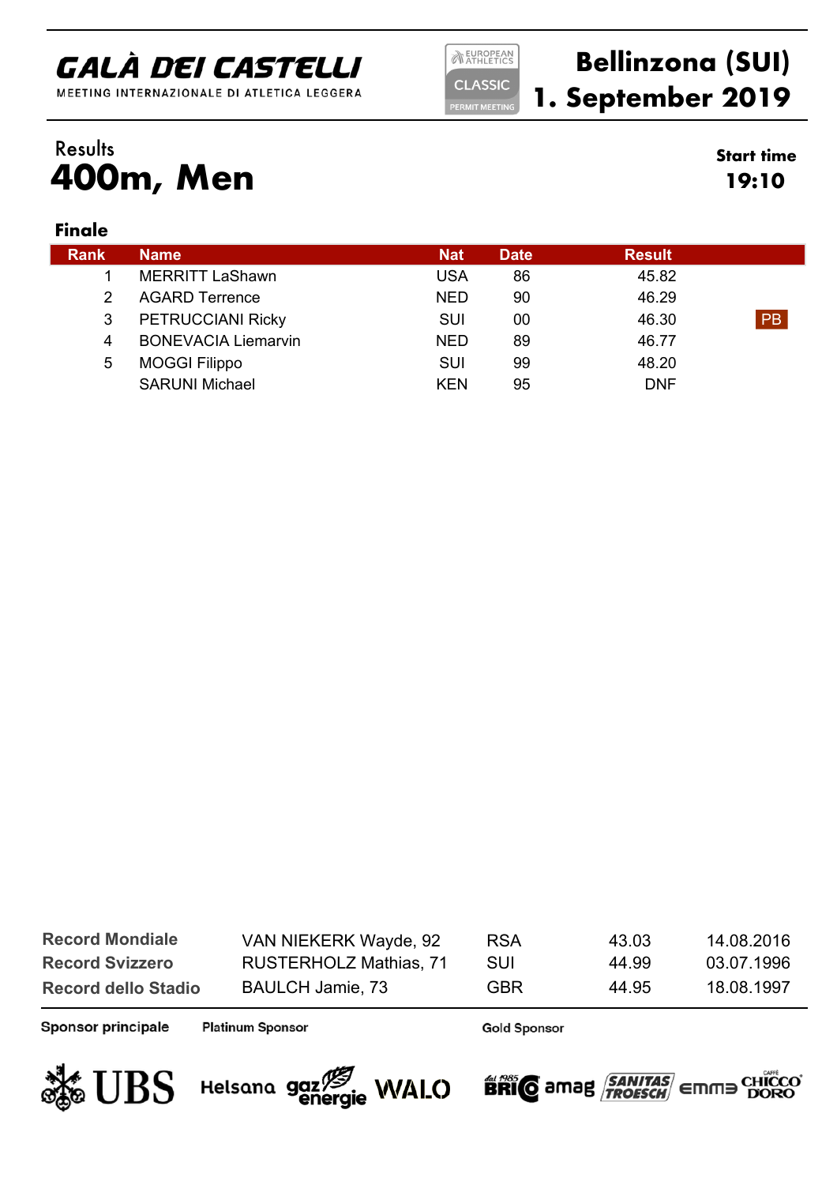# GALÀ DEI CASTELLI

MEETING INTERNAZIONALE DI ATLETICA LEGGERA

EUROPEAN ATHLETICS CLASSIC PERMIT MEETING

**Bellinzona (SUI)**
**1. September 2019**

Results

# 400m, Men

**Start time**
**19:10**

### Finale

| Rank | Name | Nat | Date | Result | |
|---|---|---|---|---|---|
| 1 | MERRITT LaShawn | USA | 86 | 45.82 | |
| 2 | AGARD Terrence | NED | 90 | 46.29 | |
| 3 | PETRUCCIANI Ricky | SUI | 00 | 46.30 | PB |
| 4 | BONEVACIA Liemarvin | NED | 89 | 46.77 | |
| 5 | MOGGI Filippo | SUI | 99 | 48.20 | |
| | SARUNI Michael | KEN | 95 | DNF | |

| | | | | |
|---|---|---|---|---|
| **Record Mondiale** | VAN NIEKERK Wayde, 92 | RSA | 43.03 | 14.08.2016 |
| **Record Svizzero** | RUSTERHOLZ Mathias, 71 | SUI | 44.99 | 03.07.1996 |
| **Record dello Stadio** | BAULCH Jamie, 73 | GBR | 44.95 | 18.08.1997 |

**Sponsor principale** UBS

**Platinum Sponsor** Helsana, gaz energie, WALO

**Gold Sponsor** BRICO, amag, SANITAS TROESCH, emme, CHICCO D'ORO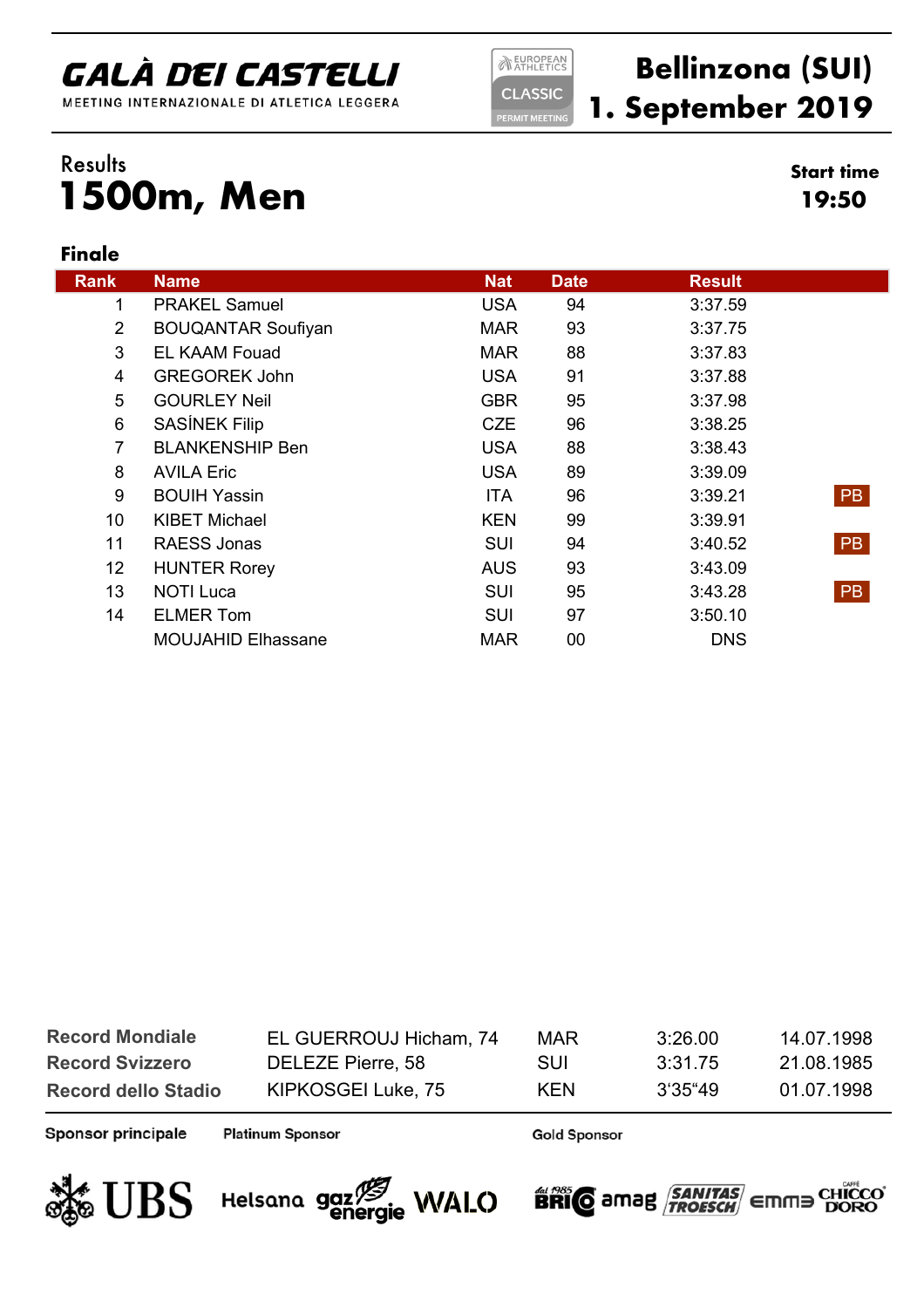# GALÀ DEI CASTELLI

MEETING INTERNAZIONALE DI ATLETICA LEGGERA

EUROPEAN ATHLETICS CLASSIC PERMIT MEETING

**Bellinzona (SUI)**
**1. September 2019**

Results

# 1500m, Men

**Start time**
**19:50**

### Finale

| Rank | Name | Nat | Date | Result | |
|---|---|---|---|---|---|
| 1 | PRAKEL Samuel | USA | 94 | 3:37.59 | |
| 2 | BOUQANTAR Soufiyan | MAR | 93 | 3:37.75 | |
| 3 | EL KAAM Fouad | MAR | 88 | 3:37.83 | |
| 4 | GREGOREK John | USA | 91 | 3:37.88 | |
| 5 | GOURLEY Neil | GBR | 95 | 3:37.98 | |
| 6 | SASÍNEK Filip | CZE | 96 | 3:38.25 | |
| 7 | BLANKENSHIP Ben | USA | 88 | 3:38.43 | |
| 8 | AVILA Eric | USA | 89 | 3:39.09 | |
| 9 | BOUIH Yassin | ITA | 96 | 3:39.21 | PB |
| 10 | KIBET Michael | KEN | 99 | 3:39.91 | |
| 11 | RAESS Jonas | SUI | 94 | 3:40.52 | PB |
| 12 | HUNTER Rorey | AUS | 93 | 3:43.09 | |
| 13 | NOTI Luca | SUI | 95 | 3:43.28 | PB |
| 14 | ELMER Tom | SUI | 97 | 3:50.10 | |
| | MOUJAHID Elhassane | MAR | 00 | DNS | |

| | | | | |
|---|---|---|---|---|
| **Record Mondiale** | EL GUERROUJ Hicham, 74 | MAR | 3:26.00 | 14.07.1998 |
| **Record Svizzero** | DELEZE Pierre, 58 | SUI | 3:31.75 | 21.08.1985 |
| **Record dello Stadio** | KIPKOSGEI Luke, 75 | KEN | 3'35"49 | 01.07.1998 |

**Sponsor principale** UBS

**Platinum Sponsor** Helsana, gaz energie, WALO

**Gold Sponsor** BRICO, amag, SANITAS TROESCH, emmi, CHICCO D'ORO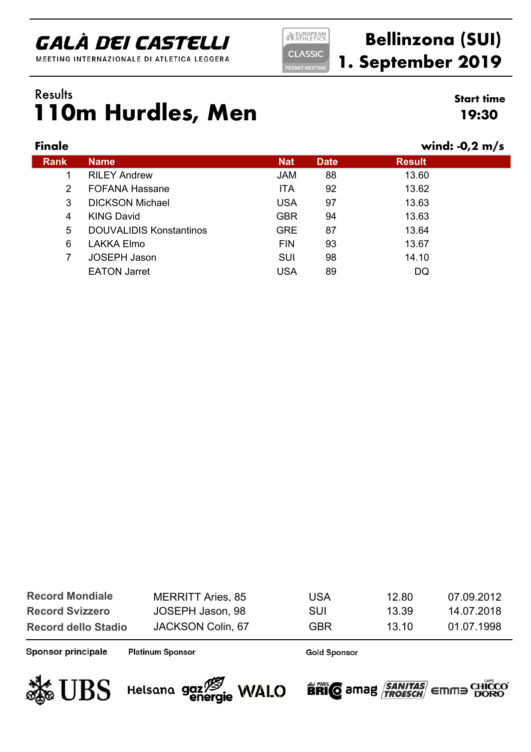# GALÀ DEI CASTELLI

MEETING INTERNAZIONALE DI ATLETICA LEGGERA

EUROPEAN ATHLETICS CLASSIC PERMIT MEETING

**Bellinzona (SUI)**
**1. September 2019**

Results

# 110m Hurdles, Men

**Start time**
**19:30**

**Finale** **wind: -0,2 m/s**

| Rank | Name | Nat | Date | Result |
|---|---|---|---|---|
| 1 | RILEY Andrew | JAM | 88 | 13.60 |
| 2 | FOFANA Hassane | ITA | 92 | 13.62 |
| 3 | DICKSON Michael | USA | 97 | 13.63 |
| 4 | KING David | GBR | 94 | 13.63 |
| 5 | DOUVALIDIS Konstantinos | GRE | 87 | 13.64 |
| 6 | LAKKA Elmo | FIN | 93 | 13.67 |
| 7 | JOSEPH Jason | SUI | 98 | 14.10 |
| | EATON Jarret | USA | 89 | DQ |

| | | | | |
|---|---|---|---|---|
| **Record Mondiale** | MERRITT Aries, 85 | USA | 12.80 | 07.09.2012 |
| **Record Svizzero** | JOSEPH Jason, 98 | SUI | 13.39 | 14.07.2018 |
| **Record dello Stadio** | JACKSON Colin, 67 | GBR | 13.10 | 01.07.1998 |

**Sponsor principale** UBS
**Platinum Sponsor** Helsana, gaz energie, WALO
**Gold Sponsor** BRIO, amag, SANITAS TROESCH, emme, CHICCO D'ORO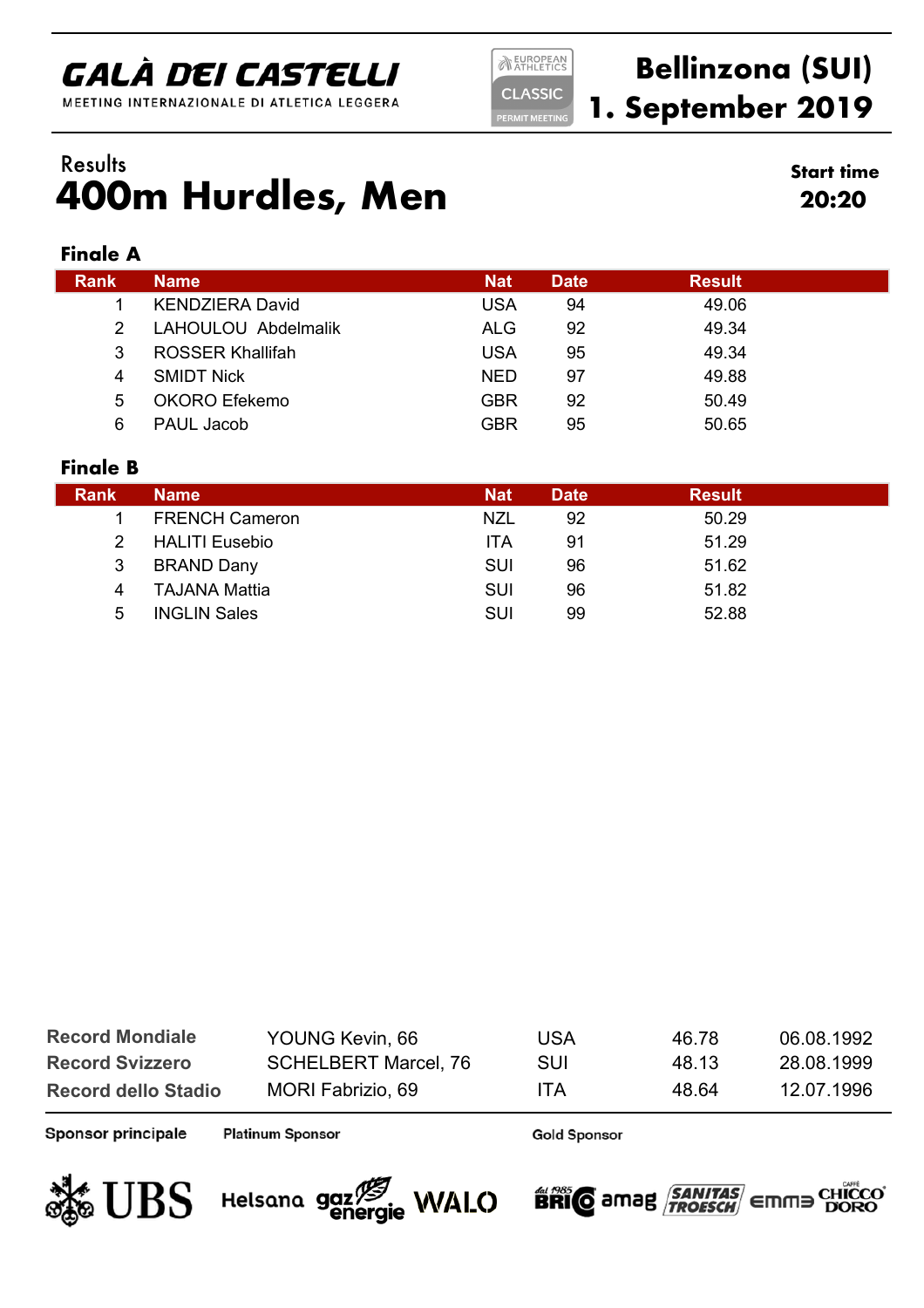# GALÀ DEI CASTELLI

MEETING INTERNAZIONALE DI ATLETICA LEGGERA

EUROPEAN ATHLETICS CLASSIC PERMIT MEETING

**Bellinzona (SUI)**
**1. September 2019**

Results

# 400m Hurdles, Men

**Start time**
**20:20**

### Finale A

| Rank | Name | Nat | Date | Result |
|---|---|---|---|---|
| 1 | KENDZIERA David | USA | 94 | 49.06 |
| 2 | LAHOULOU  Abdelmalik | ALG | 92 | 49.34 |
| 3 | ROSSER Khallifah | USA | 95 | 49.34 |
| 4 | SMIDT Nick | NED | 97 | 49.88 |
| 5 | OKORO Efekemo | GBR | 92 | 50.49 |
| 6 | PAUL Jacob | GBR | 95 | 50.65 |

### Finale B

| Rank | Name | Nat | Date | Result |
|---|---|---|---|---|
| 1 | FRENCH Cameron | NZL | 92 | 50.29 |
| 2 | HALITI Eusebio | ITA | 91 | 51.29 |
| 3 | BRAND Dany | SUI | 96 | 51.62 |
| 4 | TAJANA Mattia | SUI | 96 | 51.82 |
| 5 | INGLIN Sales | SUI | 99 | 52.88 |

| | | | | |
|---|---|---|---|---|
| **Record Mondiale** | YOUNG Kevin, 66 | USA | 46.78 | 06.08.1992 |
| **Record Svizzero** | SCHELBERT Marcel, 76 | SUI | 48.13 | 28.08.1999 |
| **Record dello Stadio** | MORI Fabrizio, 69 | ITA | 48.64 | 12.07.1996 |

**Sponsor principale** UBS

**Platinum Sponsor** Helsana, gaz energie, WALO

**Gold Sponsor** BRICO, amag, SANITAS TROESCH, emme, CHICCO D'ORO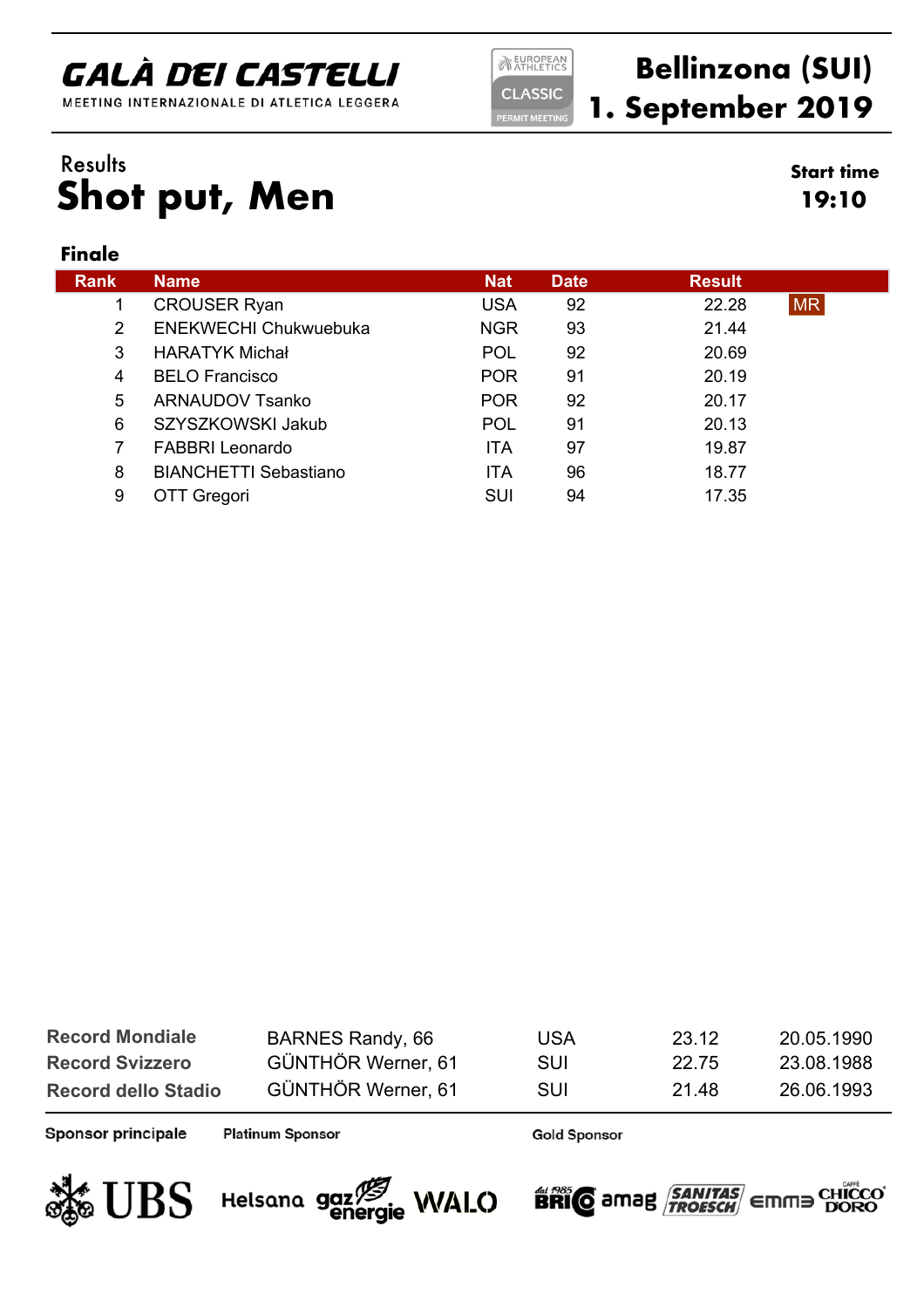# GALÀ DEI CASTELLI

MEETING INTERNAZIONALE DI ATLETICA LEGGERA

EUROPEAN ATHLETICS CLASSIC PERMIT MEETING

**Bellinzona (SUI)**
**1. September 2019**

Results

# Shot put, Men

**Start time**
**19:10**

### Finale

| Rank | Name | Nat | Date | Result | |
|---|---|---|---|---|---|
| 1 | CROUSER Ryan | USA | 92 | 22.28 | MR |
| 2 | ENEKWECHI Chukwuebuka | NGR | 93 | 21.44 | |
| 3 | HARATYK Michał | POL | 92 | 20.69 | |
| 4 | BELO Francisco | POR | 91 | 20.19 | |
| 5 | ARNAUDOV Tsanko | POR | 92 | 20.17 | |
| 6 | SZYSZKOWSKI Jakub | POL | 91 | 20.13 | |
| 7 | FABBRI Leonardo | ITA | 97 | 19.87 | |
| 8 | BIANCHETTI Sebastiano | ITA | 96 | 18.77 | |
| 9 | OTT Gregori | SUI | 94 | 17.35 | |

| | | | | |
|---|---|---|---|---|
| **Record Mondiale** | BARNES Randy, 66 | USA | 23.12 | 20.05.1990 |
| **Record Svizzero** | GÜNTHÖR Werner, 61 | SUI | 22.75 | 23.08.1988 |
| **Record dello Stadio** | GÜNTHÖR Werner, 61 | SUI | 21.48 | 26.06.1993 |

**Sponsor principale** UBS

**Platinum Sponsor** Helsana, gaz energie, WALO

**Gold Sponsor** BRICO, amag, SANITAS TROESCH, emmi, CHICCO D'ORO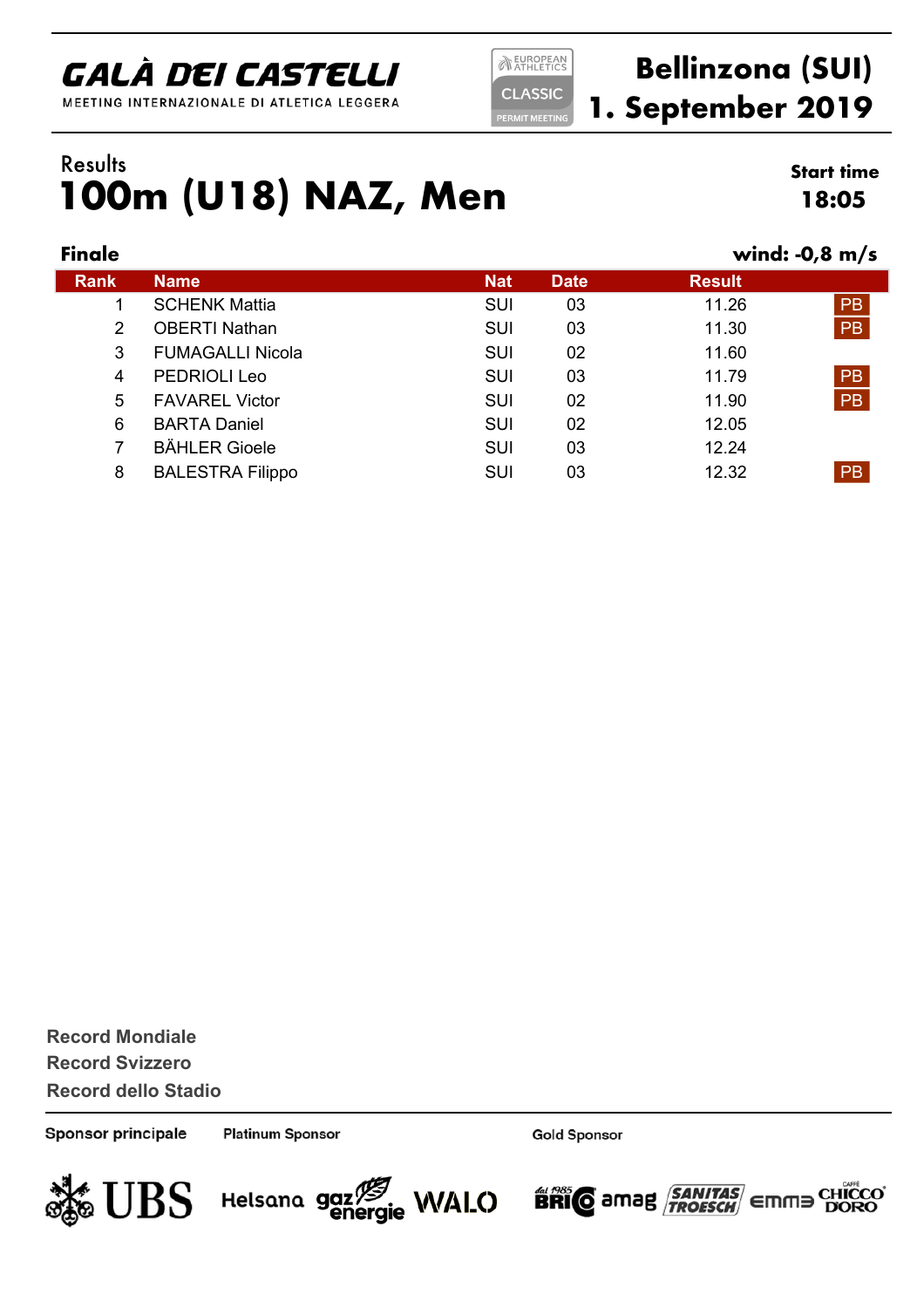**GALÀ DEI CASTELLI**
MEETING INTERNAZIONALE DI ATLETICA LEGGERA

EUROPEAN ATHLETICS CLASSIC PERMIT MEETING

**Bellinzona (SUI)**
**1. September 2019**

Results

# 100m (U18) NAZ, Men

**Start time 18:05**

**Finale** — **wind: -0,8 m/s**

| Rank | Name | Nat | Date | Result | |
|---|---|---|---|---|---|
| 1 | SCHENK Mattia | SUI | 03 | 11.26 | PB |
| 2 | OBERTI Nathan | SUI | 03 | 11.30 | PB |
| 3 | FUMAGALLI Nicola | SUI | 02 | 11.60 | |
| 4 | PEDRIOLI Leo | SUI | 03 | 11.79 | PB |
| 5 | FAVAREL Victor | SUI | 02 | 11.90 | PB |
| 6 | BARTA Daniel | SUI | 02 | 12.05 | |
| 7 | BÄHLER Gioele | SUI | 03 | 12.24 | |
| 8 | BALESTRA Filippo | SUI | 03 | 12.32 | PB |

**Record Mondiale**
**Record Svizzero**
**Record dello Stadio**

Sponsor principale: UBS
Platinum Sponsor: Helsana, gaz energie, WALO
Gold Sponsor: BRIO, amag, SANITAS TROESCH, emmi, CHICCO D'ORO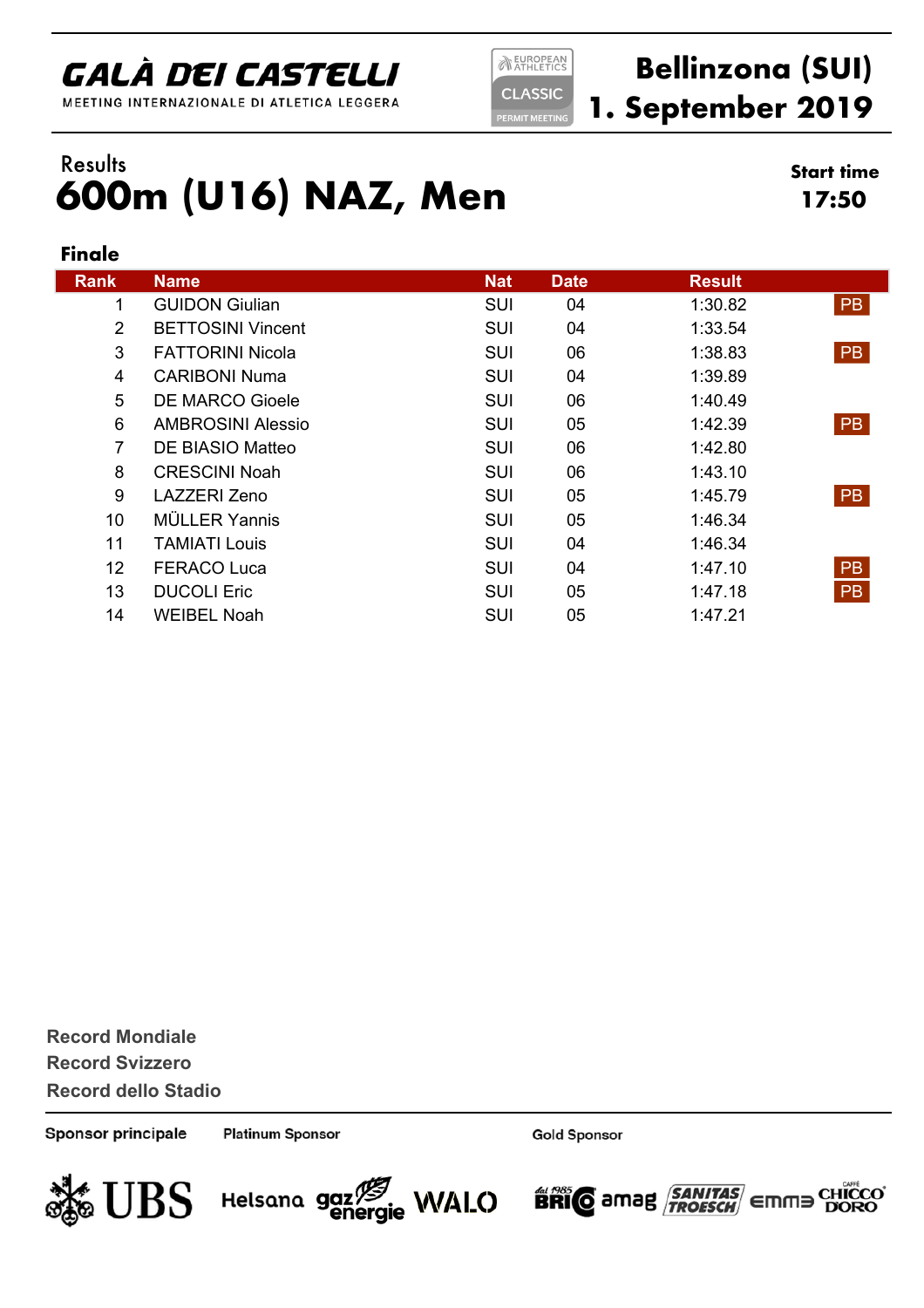GALÀ DEI CASTELLI

MEETING INTERNAZIONALE DI ATLETICA LEGGERA

EUROPEAN ATHLETICS CLASSIC PERMIT MEETING

**Bellinzona (SUI)**
**1. September 2019**

Results

# 600m (U16) NAZ, Men

**Start time**
**17:50**

### Finale

| Rank | Name | Nat | Date | Result | |
|---|---|---|---|---|---|
| 1 | GUIDON Giulian | SUI | 04 | 1:30.82 | PB |
| 2 | BETTOSINI Vincent | SUI | 04 | 1:33.54 | |
| 3 | FATTORINI Nicola | SUI | 06 | 1:38.83 | PB |
| 4 | CARIBONI Numa | SUI | 04 | 1:39.89 | |
| 5 | DE MARCO Gioele | SUI | 06 | 1:40.49 | |
| 6 | AMBROSINI Alessio | SUI | 05 | 1:42.39 | PB |
| 7 | DE BIASIO Matteo | SUI | 06 | 1:42.80 | |
| 8 | CRESCINI Noah | SUI | 06 | 1:43.10 | |
| 9 | LAZZERI Zeno | SUI | 05 | 1:45.79 | PB |
| 10 | MÜLLER Yannis | SUI | 05 | 1:46.34 | |
| 11 | TAMIATI Louis | SUI | 04 | 1:46.34 | |
| 12 | FERACO Luca | SUI | 04 | 1:47.10 | PB |
| 13 | DUCOLI Eric | SUI | 05 | 1:47.18 | PB |
| 14 | WEIBEL Noah | SUI | 05 | 1:47.21 | |

**Record Mondiale**
**Record Svizzero**
**Record dello Stadio**

Sponsor principale — Platinum Sponsor — Gold Sponsor

UBS — Helsana — gaz energie — WALO — BRIO — amag — SANITAS TROESCH — emme — CHICCO D'ORO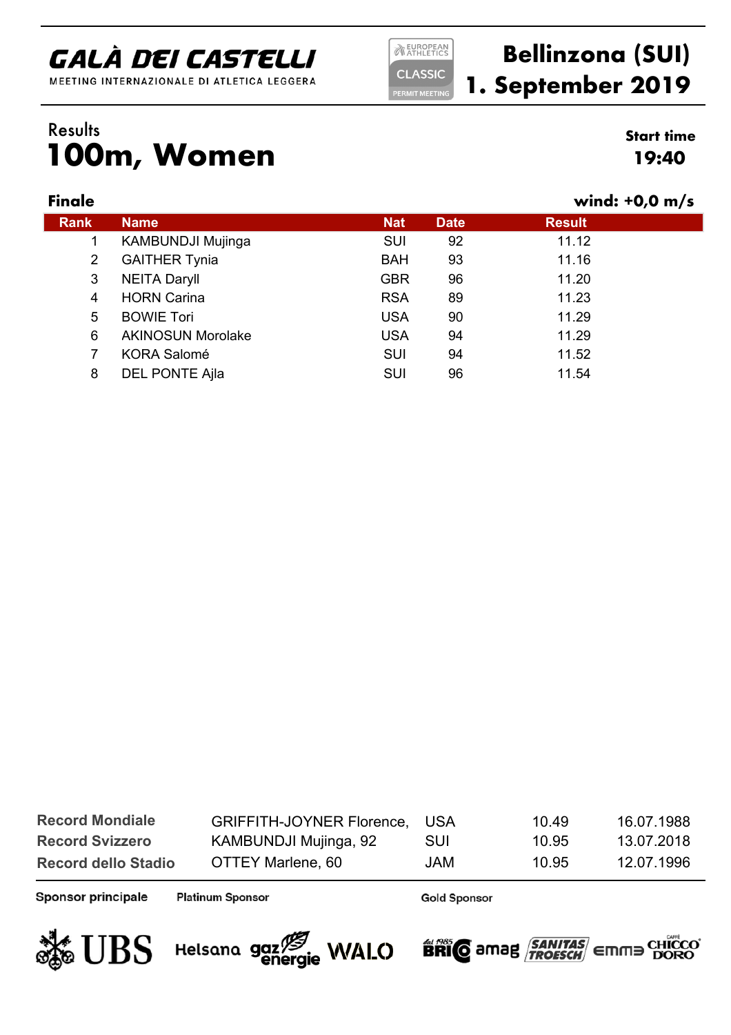# GALÀ DEI CASTELLI

MEETING INTERNAZIONALE DI ATLETICA LEGGERA

EUROPEAN ATHLETICS CLASSIC PERMIT MEETING

**Bellinzona (SUI)**
**1. September 2019**

Results

# 100m, Women

**Start time**
**19:40**

**Finale** **wind: +0,0 m/s**

| Rank | Name | Nat | Date | Result |
|---|---|---|---|---|
| 1 | KAMBUNDJI Mujinga | SUI | 92 | 11.12 |
| 2 | GAITHER Tynia | BAH | 93 | 11.16 |
| 3 | NEITA Daryll | GBR | 96 | 11.20 |
| 4 | HORN Carina | RSA | 89 | 11.23 |
| 5 | BOWIE Tori | USA | 90 | 11.29 |
| 6 | AKINOSUN Morolake | USA | 94 | 11.29 |
| 7 | KORA Salomé | SUI | 94 | 11.52 |
| 8 | DEL PONTE Ajla | SUI | 96 | 11.54 |

| | | | | |
|---|---|---|---|---|
| **Record Mondiale** | GRIFFITH-JOYNER Florence, | USA | 10.49 | 16.07.1988 |
| **Record Svizzero** | KAMBUNDJI Mujinga, 92 | SUI | 10.95 | 13.07.2018 |
| **Record dello Stadio** | OTTEY Marlene, 60 | JAM | 10.95 | 12.07.1996 |

**Sponsor principale** UBS

**Platinum Sponsor** Helsana, gaz energie, WALO

**Gold Sponsor** BRICO, amag, SANITAS TROESCH, emme, CHICCO D'ORO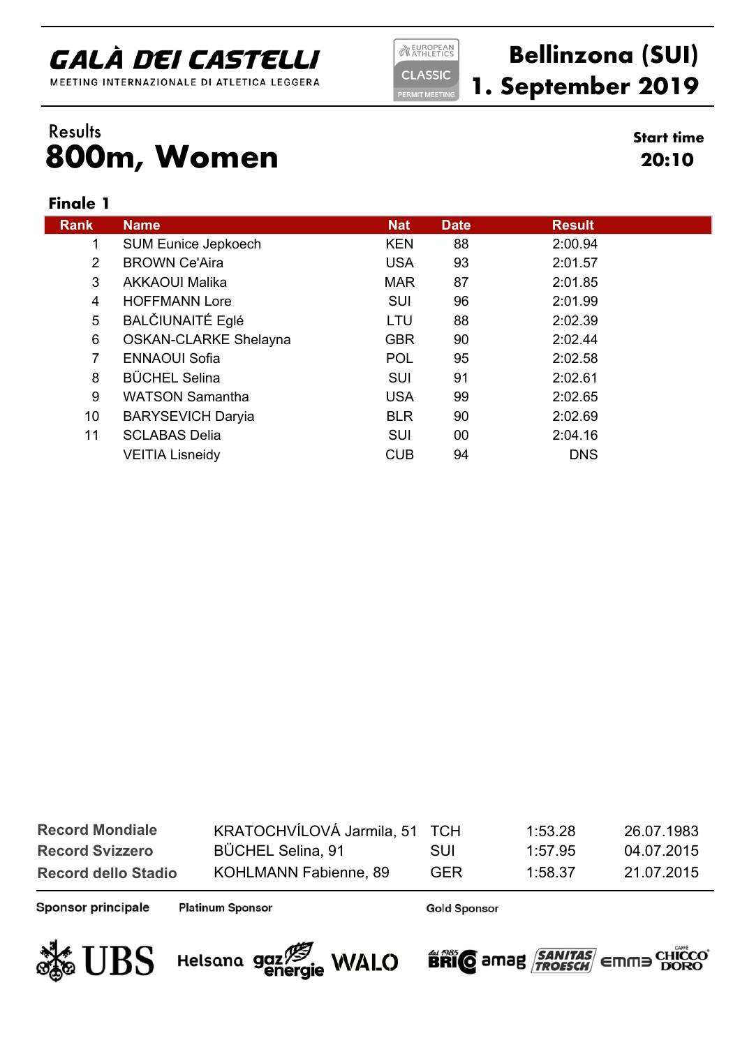**GALÀ DEI CASTELLI**
MEETING INTERNAZIONALE DI ATLETICA LEGGERA

EUROPEAN ATHLETICS CLASSIC PERMIT MEETING

**Bellinzona (SUI)**
**1. September 2019**

Results

# 800m, Women

**Start time**
**20:10**

### Finale 1

| Rank | Name | Nat | Date | Result |
|---|---|---|---|---|
| 1 | SUM Eunice Jepkoech | KEN | 88 | 2:00.94 |
| 2 | BROWN Ce'Aira | USA | 93 | 2:01.57 |
| 3 | AKKAOUI Malika | MAR | 87 | 2:01.85 |
| 4 | HOFFMANN Lore | SUI | 96 | 2:01.99 |
| 5 | BALČIUNAITĖ Eglė | LTU | 88 | 2:02.39 |
| 6 | OSKAN-CLARKE Shelayna | GBR | 90 | 2:02.44 |
| 7 | ENNAOUI Sofia | POL | 95 | 2:02.58 |
| 8 | BÜCHEL Selina | SUI | 91 | 2:02.61 |
| 9 | WATSON Samantha | USA | 99 | 2:02.65 |
| 10 | BARYSEVICH Daryia | BLR | 90 | 2:02.69 |
| 11 | SCLABAS Delia | SUI | 00 | 2:04.16 |
|  | VEITIA Lisneidy | CUB | 94 | DNS |

| | | | | |
|---|---|---|---|---|
| **Record Mondiale** | KRATOCHVÍLOVÁ Jarmila, 51 | TCH | 1:53.28 | 26.07.1983 |
| **Record Svizzero** | BÜCHEL Selina, 91 | SUI | 1:57.95 | 04.07.2015 |
| **Record dello Stadio** | KOHLMANN Fabienne, 89 | GER | 1:58.37 | 21.07.2015 |

**Sponsor principale** UBS

**Platinum Sponsor** Helsana, gaz energie, WALO

**Gold Sponsor** BRIO, amag, SANITAS TROESCH, emmi, CHICCO D'ORO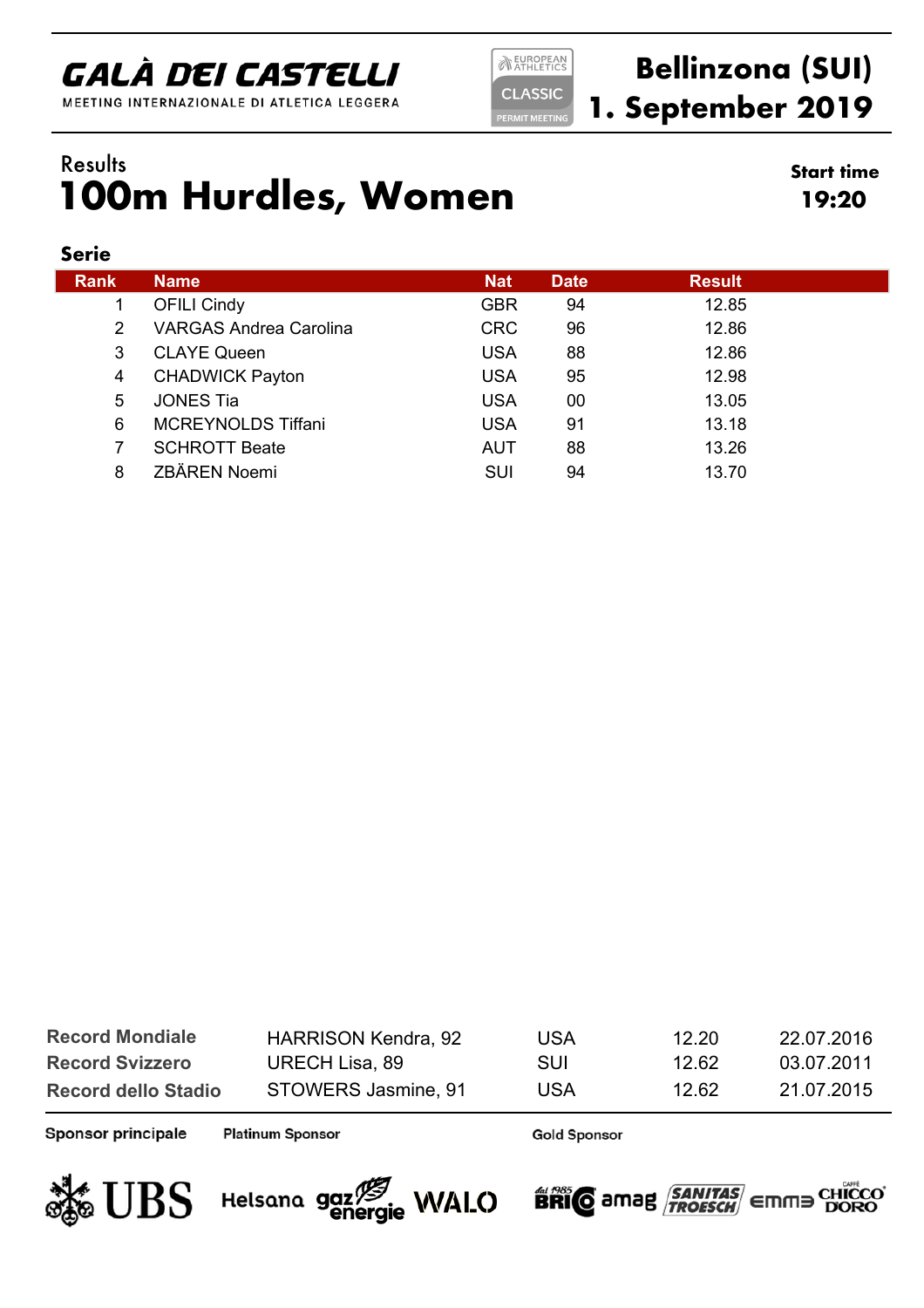**GALÀ DEI CASTELLI**
MEETING INTERNAZIONALE DI ATLETICA LEGGERA

EUROPEAN ATHLETICS CLASSIC PERMIT MEETING

**Bellinzona (SUI)**
**1. September 2019**

Results

# 100m Hurdles, Women

**Start time**
**19:20**

**Serie**

| Rank | Name | Nat | Date | Result |
|---|---|---|---|---|
| 1 | OFILI Cindy | GBR | 94 | 12.85 |
| 2 | VARGAS Andrea Carolina | CRC | 96 | 12.86 |
| 3 | CLAYE Queen | USA | 88 | 12.86 |
| 4 | CHADWICK Payton | USA | 95 | 12.98 |
| 5 | JONES Tia | USA | 00 | 13.05 |
| 6 | MCREYNOLDS Tiffani | USA | 91 | 13.18 |
| 7 | SCHROTT Beate | AUT | 88 | 13.26 |
| 8 | ZBÄREN Noemi | SUI | 94 | 13.70 |

| | | | | |
|---|---|---|---|---|
| **Record Mondiale** | HARRISON Kendra, 92 | USA | 12.20 | 22.07.2016 |
| **Record Svizzero** | URECH Lisa, 89 | SUI | 12.62 | 03.07.2011 |
| **Record dello Stadio** | STOWERS Jasmine, 91 | USA | 12.62 | 21.07.2015 |

**Sponsor principale** UBS

**Platinum Sponsor** Helsana, gaz energie, WALO

**Gold Sponsor** BRIO, amag, SANITAS TROESCH, emma, CHICCO D'ORO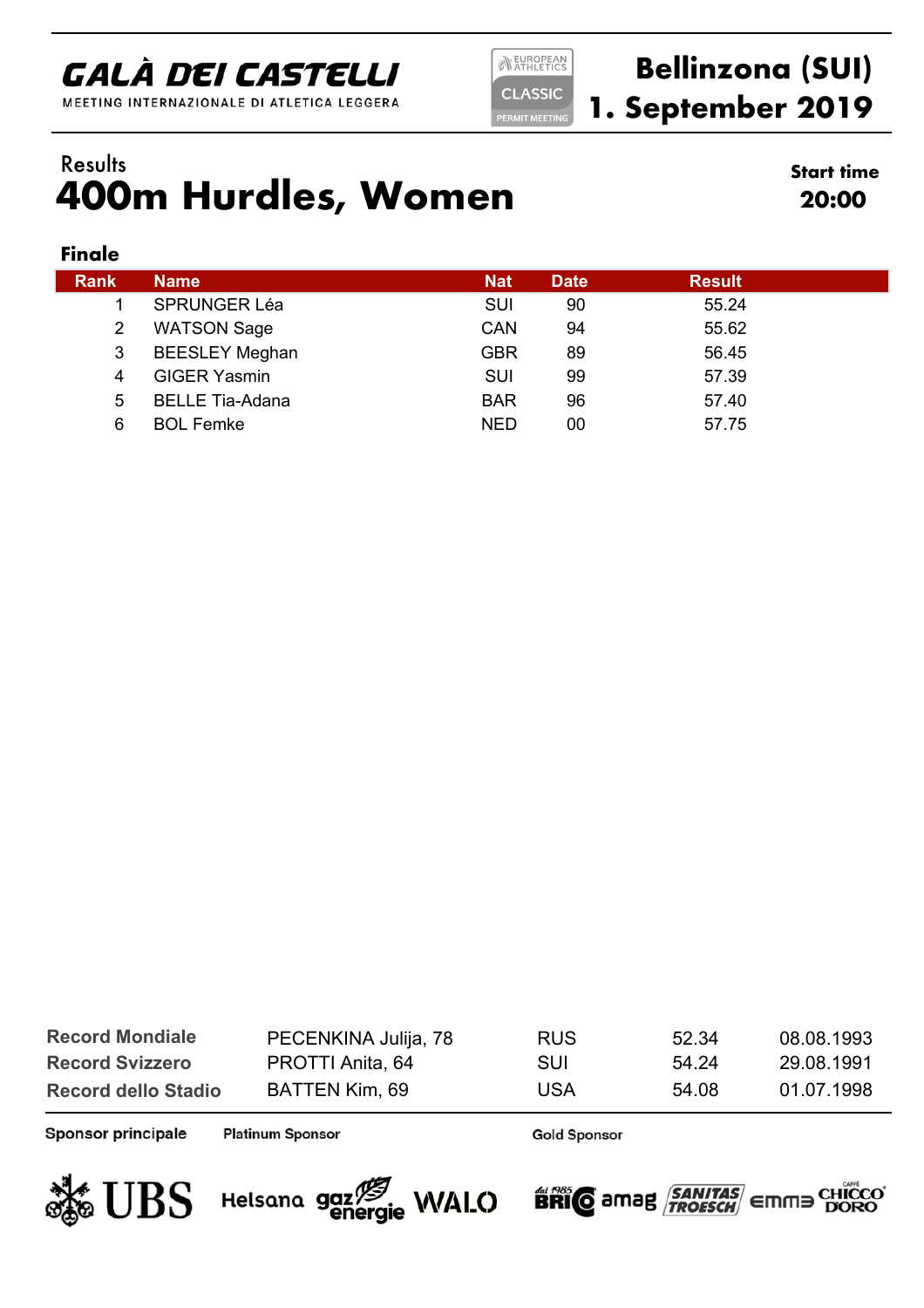# GALÀ DEI CASTELLI

MEETING INTERNAZIONALE DI ATLETICA LEGGERA

EUROPEAN ATHLETICS CLASSIC PERMIT MEETING

**Bellinzona (SUI)**
**1. September 2019**

Results

# 400m Hurdles, Women

**Start time**
**20:00**

### Finale

| Rank | Name | Nat | Date | Result |
|---|---|---|---|---|
| 1 | SPRUNGER Léa | SUI | 90 | 55.24 |
| 2 | WATSON Sage | CAN | 94 | 55.62 |
| 3 | BEESLEY Meghan | GBR | 89 | 56.45 |
| 4 | GIGER Yasmin | SUI | 99 | 57.39 |
| 5 | BELLE Tia-Adana | BAR | 96 | 57.40 |
| 6 | BOL Femke | NED | 00 | 57.75 |

| | | | | |
|---|---|---|---|---|
| **Record Mondiale** | PECENKINA Julija, 78 | RUS | 52.34 | 08.08.1993 |
| **Record Svizzero** | PROTTI Anita, 64 | SUI | 54.24 | 29.08.1991 |
| **Record dello Stadio** | BATTEN Kim, 69 | USA | 54.08 | 01.07.1998 |

**Sponsor principale** UBS

**Platinum Sponsor** Helsana, gaz energie, WALO

**Gold Sponsor** BRICO, amag, SANITAS TROESCH, emme, CHICCO D'ORO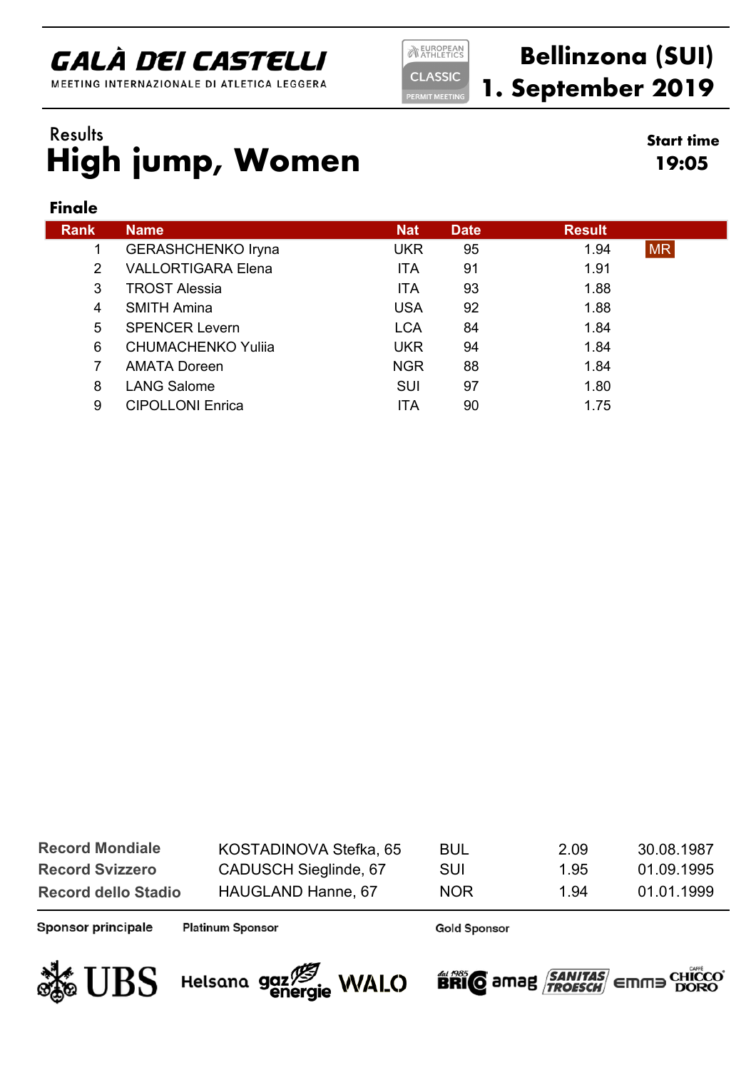# GALÀ DEI CASTELLI

MEETING INTERNAZIONALE DI ATLETICA LEGGERA

EUROPEAN ATHLETICS CLASSIC PERMIT MEETING

**Bellinzona (SUI)**
**1. September 2019**

Results

# High jump, Women

**Start time**
**19:05**

### Finale

| Rank | Name | Nat | Date | Result | |
|---|---|---|---|---|---|
| 1 | GERASHCHENKO Iryna | UKR | 95 | 1.94 | MR |
| 2 | VALLORTIGARA Elena | ITA | 91 | 1.91 | |
| 3 | TROST Alessia | ITA | 93 | 1.88 | |
| 4 | SMITH Amina | USA | 92 | 1.88 | |
| 5 | SPENCER Levern | LCA | 84 | 1.84 | |
| 6 | CHUMACHENKO Yuliia | UKR | 94 | 1.84 | |
| 7 | AMATA Doreen | NGR | 88 | 1.84 | |
| 8 | LANG Salome | SUI | 97 | 1.80 | |
| 9 | CIPOLLONI Enrica | ITA | 90 | 1.75 | |

| | | | | |
|---|---|---|---|---|
| **Record Mondiale** | KOSTADINOVA Stefka, 65 | BUL | 2.09 | 30.08.1987 |
| **Record Svizzero** | CADUSCH Sieglinde, 67 | SUI | 1.95 | 01.09.1995 |
| **Record dello Stadio** | HAUGLAND Hanne, 67 | NOR | 1.94 | 01.01.1999 |

**Sponsor principale** UBS

**Platinum Sponsor** Helsana, gaz energie, WALO

**Gold Sponsor** BRICO, amag, SANITAS TROESCH, emmi, CHICCO D'ORO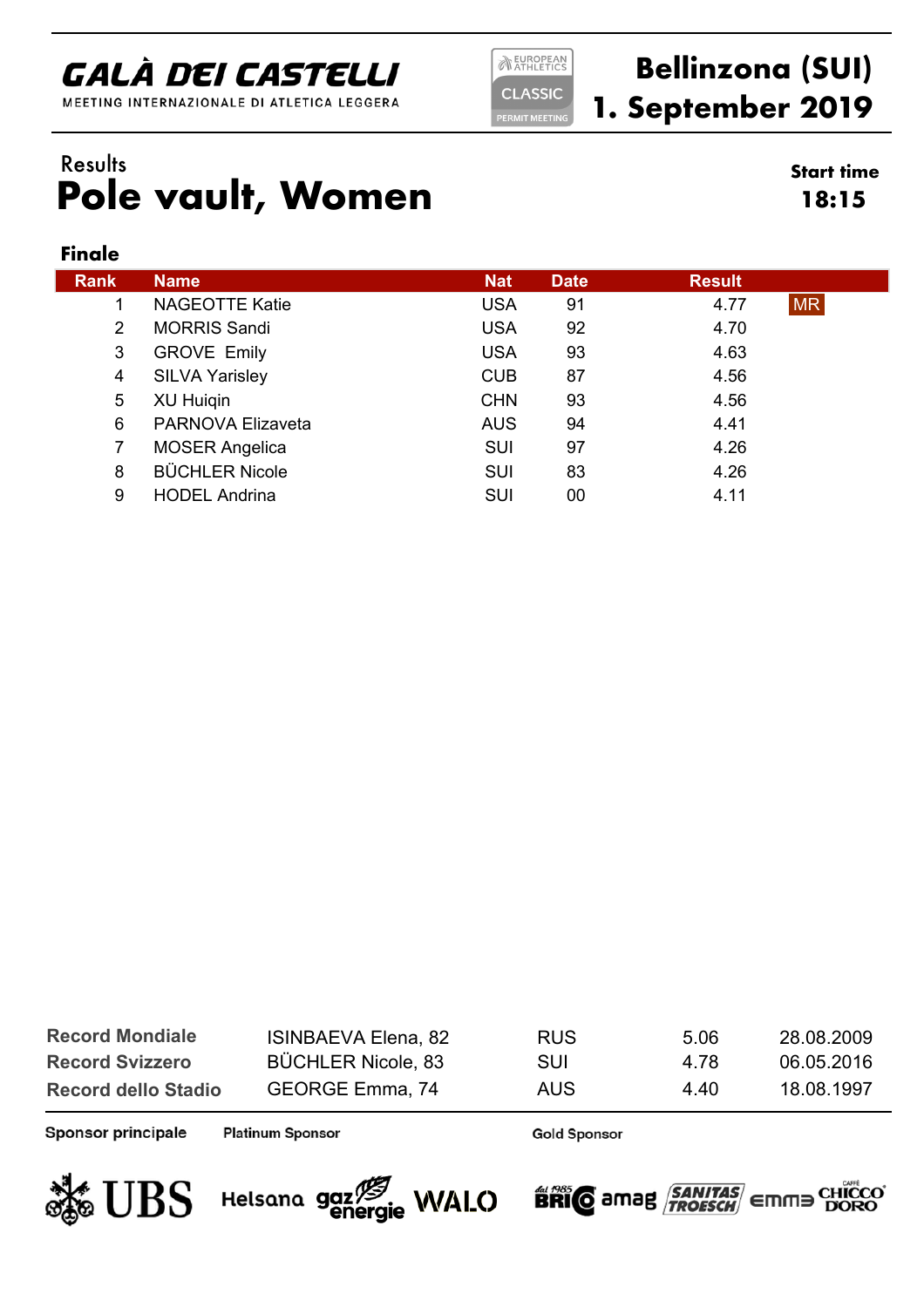**GALÀ DEI CASTELLI**

MEETING INTERNAZIONALE DI ATLETICA LEGGERA

EUROPEAN ATHLETICS CLASSIC PERMIT MEETING

**Bellinzona (SUI)**
**1. September 2019**

Results

# Pole vault, Women

**Start time**
**18:15**

### Finale

| Rank | Name | Nat | Date | Result | |
|---|---|---|---|---|---|
| 1 | NAGEOTTE Katie | USA | 91 | 4.77 | MR |
| 2 | MORRIS Sandi | USA | 92 | 4.70 | |
| 3 | GROVE Emily | USA | 93 | 4.63 | |
| 4 | SILVA Yarisley | CUB | 87 | 4.56 | |
| 5 | XU Huiqin | CHN | 93 | 4.56 | |
| 6 | PARNOVA Elizaveta | AUS | 94 | 4.41 | |
| 7 | MOSER Angelica | SUI | 97 | 4.26 | |
| 8 | BÜCHLER Nicole | SUI | 83 | 4.26 | |
| 9 | HODEL Andrina | SUI | 00 | 4.11 | |

| | | | | |
|---|---|---|---|---|
| **Record Mondiale** | ISINBAEVA Elena, 82 | RUS | 5.06 | 28.08.2009 |
| **Record Svizzero** | BÜCHLER Nicole, 83 | SUI | 4.78 | 06.05.2016 |
| **Record dello Stadio** | GEORGE Emma, 74 | AUS | 4.40 | 18.08.1997 |

**Sponsor principale** UBS — **Platinum Sponsor** Helsana, gaz energie, WALO — **Gold Sponsor** BRICO, amag, SANITAS TROESCH, emmi, CHICCO D'ORO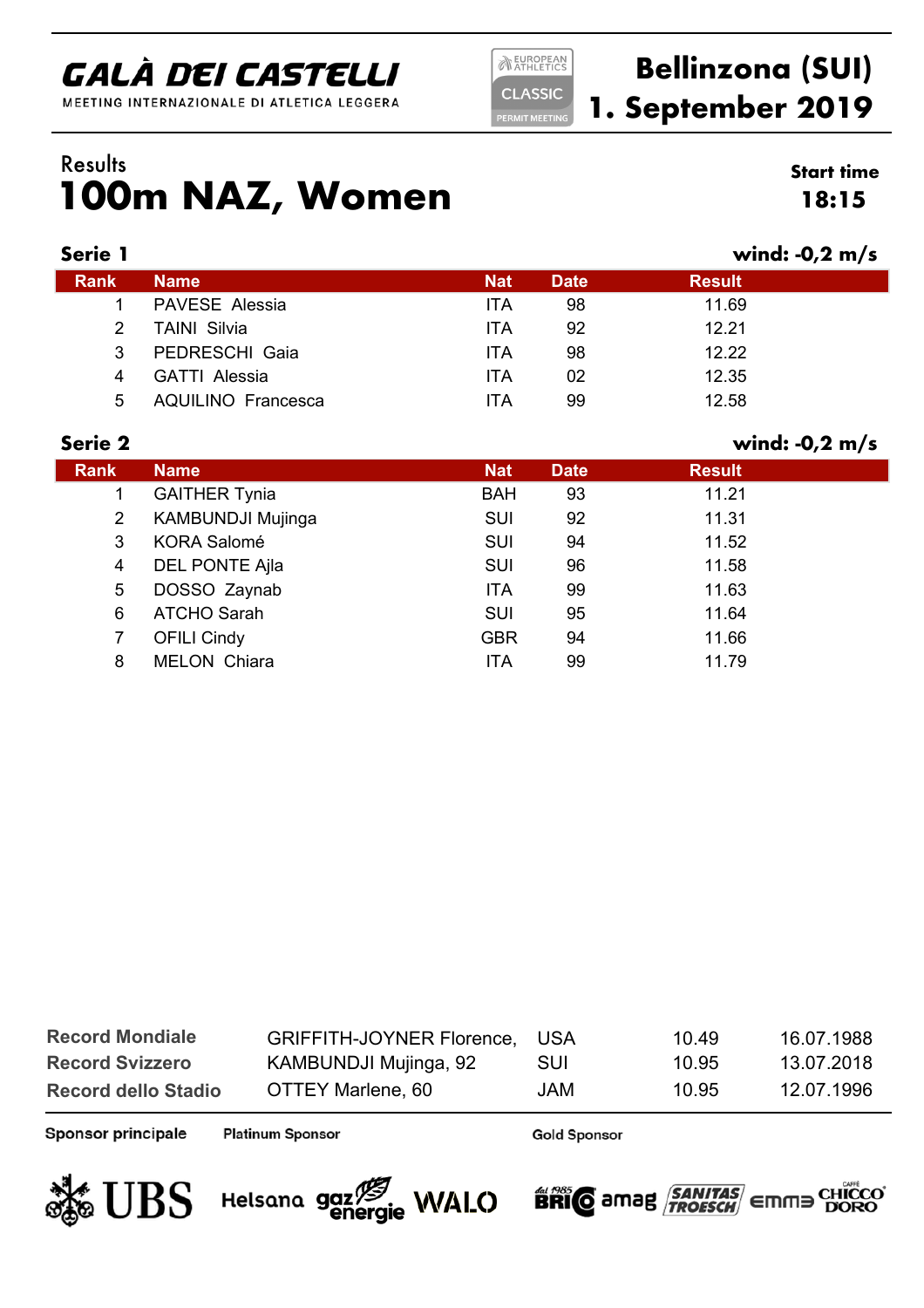**GALÀ DEI CASTELLI**
MEETING INTERNAZIONALE DI ATLETICA LEGGERA

EUROPEAN ATHLETICS CLASSIC PERMIT MEETING

**Bellinzona (SUI)**
**1. September 2019**

Results

# 100m NAZ, Women

**Start time**
**18:15**

## Serie 1

**wind: -0,2 m/s**

| Rank | Name | Nat | Date | Result |
|---|---|---|---|---|
| 1 | PAVESE  Alessia | ITA | 98 | 11.69 |
| 2 | TAINI  Silvia | ITA | 92 | 12.21 |
| 3 | PEDRESCHI  Gaia | ITA | 98 | 12.22 |
| 4 | GATTI  Alessia | ITA | 02 | 12.35 |
| 5 | AQUILINO  Francesca | ITA | 99 | 12.58 |

## Serie 2

**wind: -0,2 m/s**

| Rank | Name | Nat | Date | Result |
|---|---|---|---|---|
| 1 | GAITHER Tynia | BAH | 93 | 11.21 |
| 2 | KAMBUNDJI Mujinga | SUI | 92 | 11.31 |
| 3 | KORA Salomé | SUI | 94 | 11.52 |
| 4 | DEL PONTE Ajla | SUI | 96 | 11.58 |
| 5 | DOSSO  Zaynab | ITA | 99 | 11.63 |
| 6 | ATCHO Sarah | SUI | 95 | 11.64 |
| 7 | OFILI Cindy | GBR | 94 | 11.66 |
| 8 | MELON  Chiara | ITA | 99 | 11.79 |

| | | | | |
|---|---|---|---|---|
| **Record Mondiale** | GRIFFITH-JOYNER Florence, | USA | 10.49 | 16.07.1988 |
| **Record Svizzero** | KAMBUNDJI Mujinga, 92 | SUI | 10.95 | 13.07.2018 |
| **Record dello Stadio** | OTTEY Marlene, 60 | JAM | 10.95 | 12.07.1996 |

**Sponsor principale** UBS

**Platinum Sponsor** Helsana, gaz energie, WALO

**Gold Sponsor** BRIO, amag, SANITAS TROESCH, emme, CHICCO D'ORO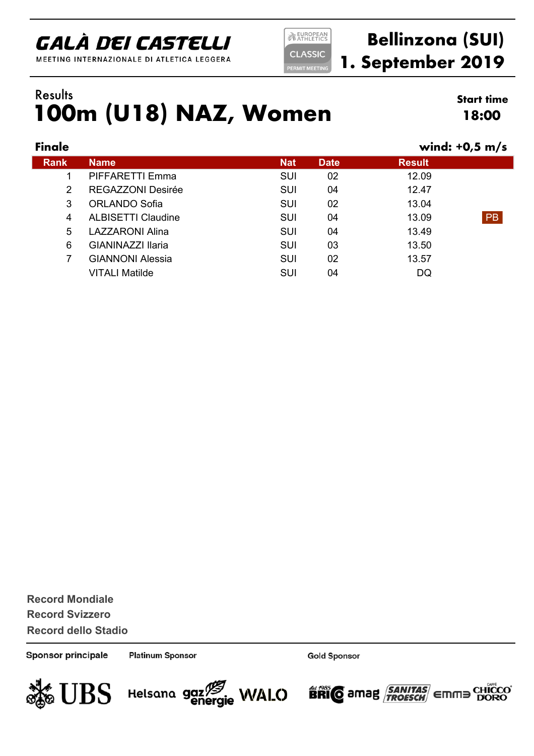**GALÀ DEI CASTELLI**
MEETING INTERNAZIONALE DI ATLETICA LEGGERA

EUROPEAN ATHLETICS CLASSIC PERMIT MEETING

**Bellinzona (SUI)**
**1. September 2019**

Results

# 100m (U18) NAZ, Women

**Start time**
**18:00**

**Finale** **wind: +0,5 m/s**

| Rank | Name | Nat | Date | Result | |
|---|---|---|---|---|---|
| 1 | PIFFARETTI Emma | SUI | 02 | 12.09 | |
| 2 | REGAZZONI Desirée | SUI | 04 | 12.47 | |
| 3 | ORLANDO Sofia | SUI | 02 | 13.04 | |
| 4 | ALBISETTI Claudine | SUI | 04 | 13.09 | PB |
| 5 | LAZZARONI Alina | SUI | 04 | 13.49 | |
| 6 | GIANINAZZI Ilaria | SUI | 03 | 13.50 | |
| 7 | GIANNONI Alessia | SUI | 02 | 13.57 | |
| | VITALI Matilde | SUI | 04 | DQ | |

**Record Mondiale**
**Record Svizzero**
**Record dello Stadio**

Sponsor principale — Platinum Sponsor — Gold Sponsor

UBS — Helsana — gaz energie — WALO — BRIO — amag — SANITAS TROESCH — emmE — CHICCO D'ORO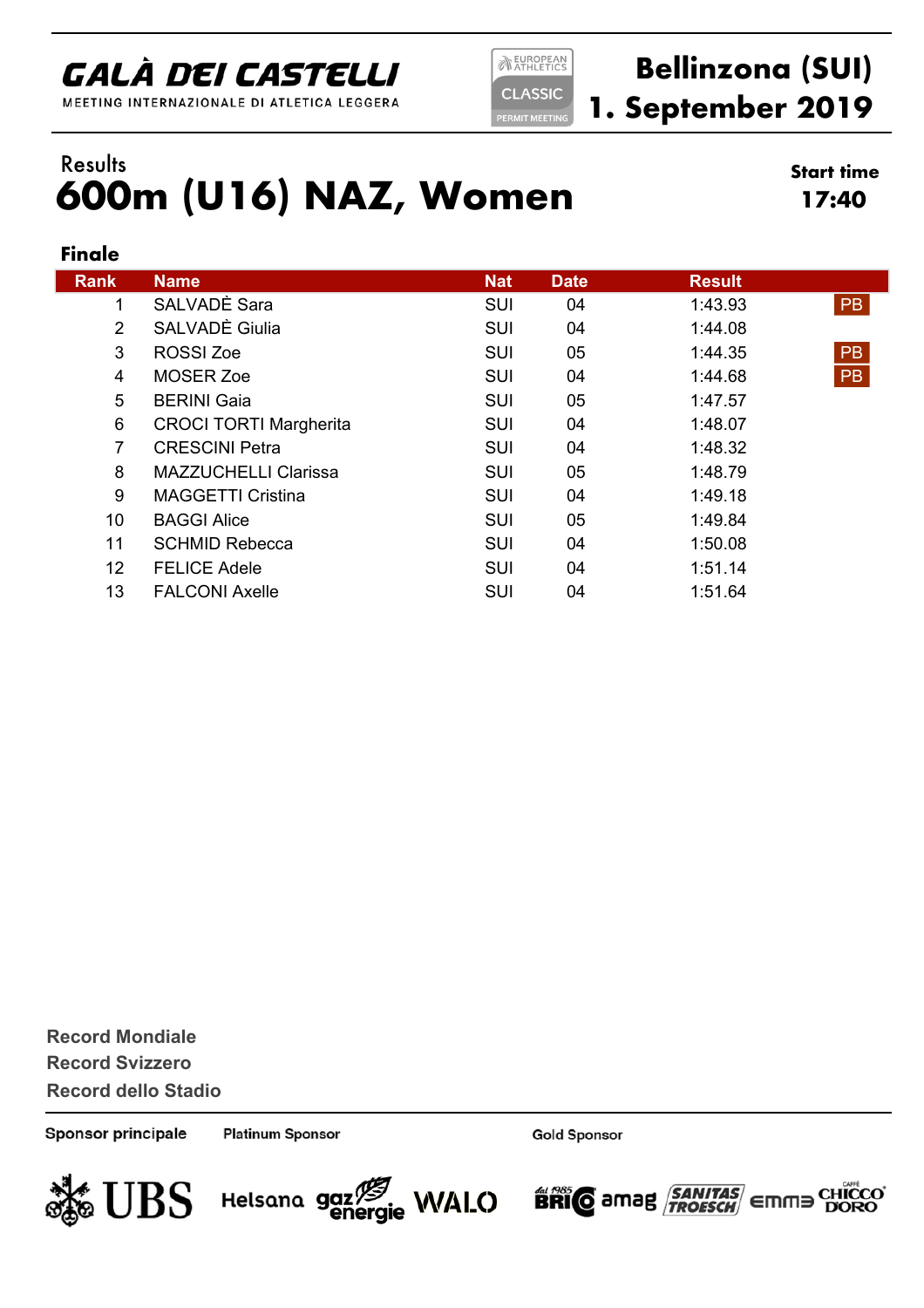# GALÀ DEI CASTELLI

MEETING INTERNAZIONALE DI ATLETICA LEGGERA

EUROPEAN ATHLETICS CLASSIC PERMIT MEETING

**Bellinzona (SUI)**
**1. September 2019**

Results

# 600m (U16) NAZ, Women

**Start time**
**17:40**

### Finale

| Rank | Name | Nat | Date | Result | |
|---|---|---|---|---|---|
| 1 | SALVADÈ Sara | SUI | 04 | 1:43.93 | PB |
| 2 | SALVADÈ Giulia | SUI | 04 | 1:44.08 | |
| 3 | ROSSI Zoe | SUI | 05 | 1:44.35 | PB |
| 4 | MOSER Zoe | SUI | 04 | 1:44.68 | PB |
| 5 | BERINI Gaia | SUI | 05 | 1:47.57 | |
| 6 | CROCI TORTI Margherita | SUI | 04 | 1:48.07 | |
| 7 | CRESCINI Petra | SUI | 04 | 1:48.32 | |
| 8 | MAZZUCHELLI Clarissa | SUI | 05 | 1:48.79 | |
| 9 | MAGGETTI Cristina | SUI | 04 | 1:49.18 | |
| 10 | BAGGI Alice | SUI | 05 | 1:49.84 | |
| 11 | SCHMID Rebecca | SUI | 04 | 1:50.08 | |
| 12 | FELICE Adele | SUI | 04 | 1:51.14 | |
| 13 | FALCONI Axelle | SUI | 04 | 1:51.64 | |

**Record Mondiale**
**Record Svizzero**
**Record dello Stadio**

Sponsor principale — UBS

Platinum Sponsor — Helsana, gaz energie, WALO

Gold Sponsor — BRIO, amag, SANITAS TROESCH, emme, CHICCO D'ORO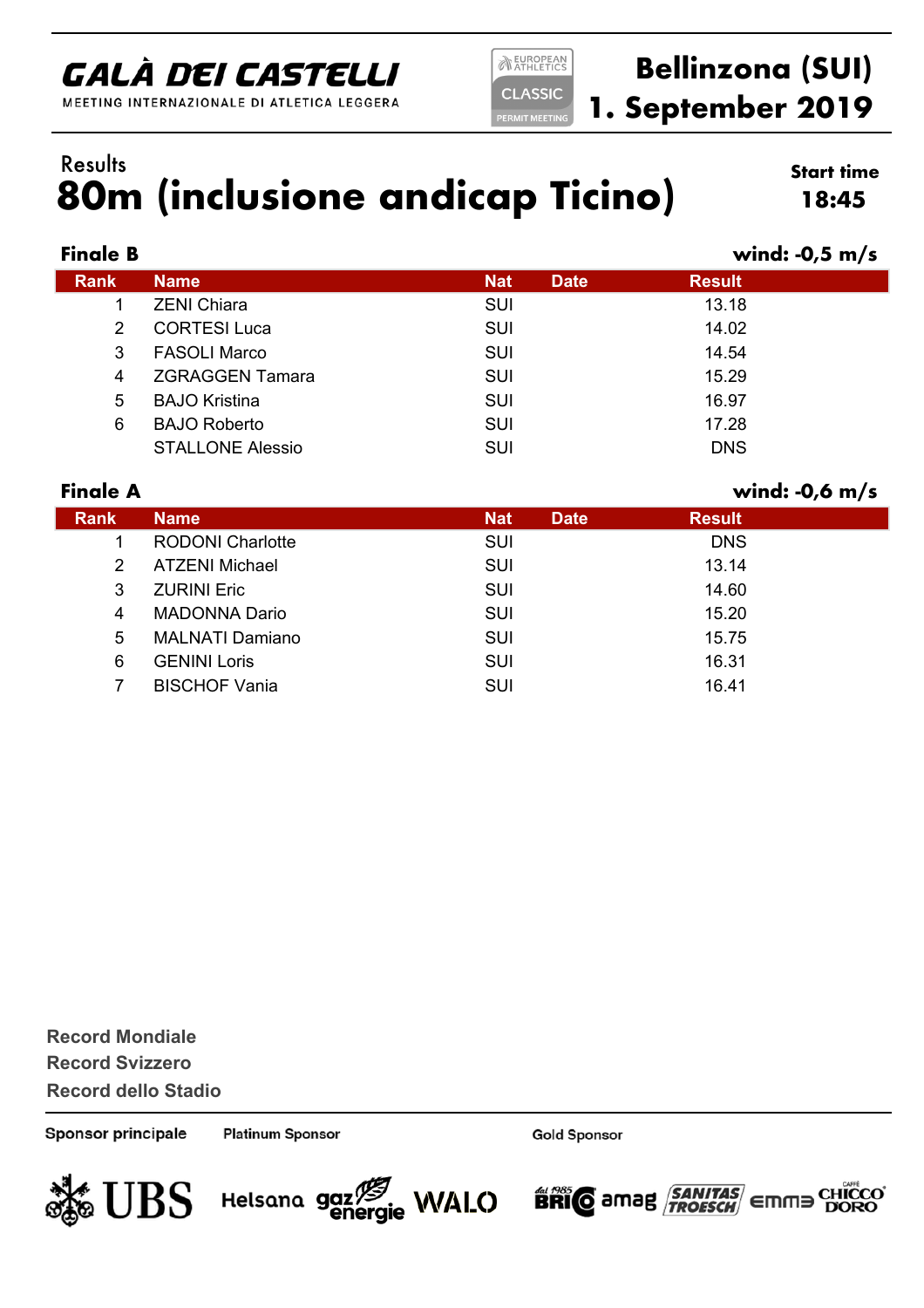**GALÀ DEI CASTELLI**
MEETING INTERNAZIONALE DI ATLETICA LEGGERA

EUROPEAN ATHLETICS CLASSIC PERMIT MEETING

**Bellinzona (SUI)**
**1. September 2019**

Results

# 80m (inclusione andicap Ticino)

**Start time**
**18:45**

### Finale B

**wind: -0,5 m/s**

| Rank | Name | Nat | Date | Result |
|---|---|---|---|---|
| 1 | ZENI Chiara | SUI | | 13.18 |
| 2 | CORTESI Luca | SUI | | 14.02 |
| 3 | FASOLI Marco | SUI | | 14.54 |
| 4 | ZGRAGGEN Tamara | SUI | | 15.29 |
| 5 | BAJO Kristina | SUI | | 16.97 |
| 6 | BAJO Roberto | SUI | | 17.28 |
| | STALLONE Alessio | SUI | | DNS |

### Finale A

**wind: -0,6 m/s**

| Rank | Name | Nat | Date | Result |
|---|---|---|---|---|
| 1 | RODONI Charlotte | SUI | | DNS |
| 2 | ATZENI Michael | SUI | | 13.14 |
| 3 | ZURINI Eric | SUI | | 14.60 |
| 4 | MADONNA Dario | SUI | | 15.20 |
| 5 | MALNATI Damiano | SUI | | 15.75 |
| 6 | GENINI Loris | SUI | | 16.31 |
| 7 | BISCHOF Vania | SUI | | 16.41 |

Record Mondiale
Record Svizzero
Record dello Stadio

Sponsor principale — UBS
Platinum Sponsor — Helsana, gaz energie, WALO
Gold Sponsor — BRICO, amag, SANITAS TROESCH, emmi, CHICCO D'ORO